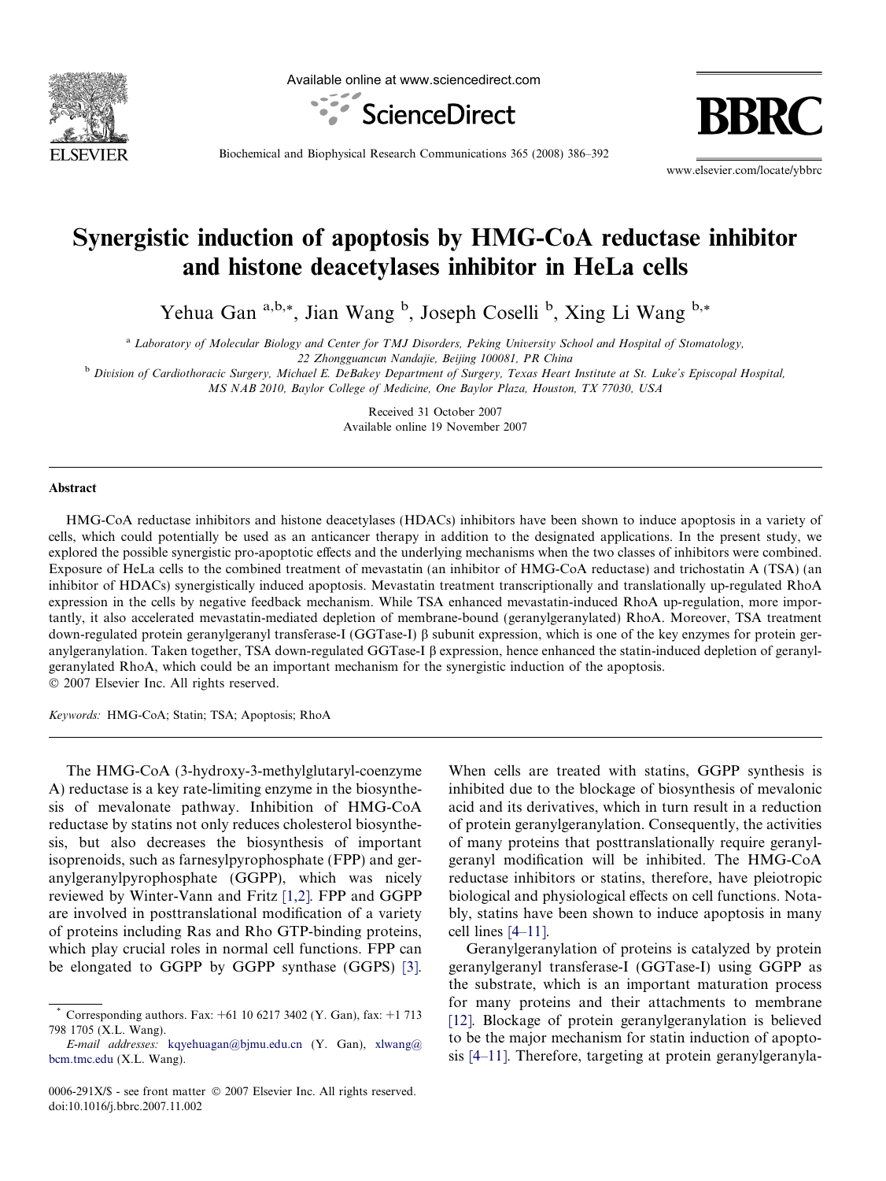# Synergistic induction of apoptosis by HMG-CoA reductase inhibitor and histone deacetylases inhibitor in HeLa cells

Yehua Gan [a,b,*], Jian Wang [b], Joseph Coselli [b], Xing Li Wang [b,*]

[a] Laboratory of Molecular Biology and Center for TMJ Disorders, Peking University School and Hospital of Stomatology, 22 Zhongguancun Nandajie, Beijing 100081, PR China

[b] Division of Cardiothoracic Surgery, Michael E. DeBakey Department of Surgery, Texas Heart Institute at St. Luke's Episcopal Hospital, MS NAB 2010, Baylor College of Medicine, One Baylor Plaza, Houston, TX 77030, USA

Received 31 October 2007
Available online 19 November 2007

## Abstract

HMG-CoA reductase inhibitors and histone deacetylases (HDACs) inhibitors have been shown to induce apoptosis in a variety of cells, which could potentially be used as an anticancer therapy in addition to the designated applications. In the present study, we explored the possible synergistic pro-apoptotic effects and the underlying mechanisms when the two classes of inhibitors were combined. Exposure of HeLa cells to the combined treatment of mevastatin (an inhibitor of HMG-CoA reductase) and trichostatin A (TSA) (an inhibitor of HDACs) synergistically induced apoptosis. Mevastatin treatment transcriptionally and translationally up-regulated RhoA expression in the cells by negative feedback mechanism. While TSA enhanced mevastatin-induced RhoA up-regulation, more importantly, it also accelerated mevastatin-mediated depletion of membrane-bound (geranylgeranylated) RhoA. Moreover, TSA treatment down-regulated protein geranylgeranyl transferase-I (GGTase-I) β subunit expression, which is one of the key enzymes for protein geranylgeranylation. Taken together, TSA down-regulated GGTase-I β expression, hence enhanced the statin-induced depletion of geranylgeranylated RhoA, which could be an important mechanism for the synergistic induction of the apoptosis.
© 2007 Elsevier Inc. All rights reserved.

*Keywords:* HMG-CoA; Statin; TSA; Apoptosis; RhoA

The HMG-CoA (3-hydroxy-3-methylglutaryl-coenzyme A) reductase is a key rate-limiting enzyme in the biosynthesis of mevalonate pathway. Inhibition of HMG-CoA reductase by statins not only reduces cholesterol biosynthesis, but also decreases the biosynthesis of important isoprenoids, such as farnesylpyrophosphate (FPP) and geranylgeranylpyrophosphate (GGPP), which was nicely reviewed by Winter-Vann and Fritz [1,2]. FPP and GGPP are involved in posttranslational modification of a variety of proteins including Ras and Rho GTP-binding proteins, which play crucial roles in normal cell functions. FPP can be elongated to GGPP by GGPP synthase (GGPS) [3]. When cells are treated with statins, GGPP synthesis is inhibited due to the blockage of biosynthesis of mevalonic acid and its derivatives, which in turn result in a reduction of protein geranylgeranylation. Consequently, the activities of many proteins that posttranslationally require geranylgeranyl modification will be inhibited. The HMG-CoA reductase inhibitors or statins, therefore, have pleiotropic biological and physiological effects on cell functions. Notably, statins have been shown to induce apoptosis in many cell lines [4–11].

Geranylgeranylation of proteins is catalyzed by protein geranylgeranyl transferase-I (GGTase-I) using GGPP as the substrate, which is an important maturation process for many proteins and their attachments to membrane [12]. Blockage of protein geranylgeranylation is believed to be the major mechanism for statin induction of apoptosis [4–11]. Therefore, targeting at protein geranylgeranyla-

\* Corresponding authors. Fax: +61 10 6217 3402 (Y. Gan), fax: +1 713 798 1705 (X.L. Wang).
*E-mail addresses:* kqyehuagan@bjmu.edu.cn (Y. Gan), xlwang@bcm.tmc.edu (X.L. Wang).

0006-291X/$ - see front matter © 2007 Elsevier Inc. All rights reserved.
doi:10.1016/j.bbrc.2007.11.002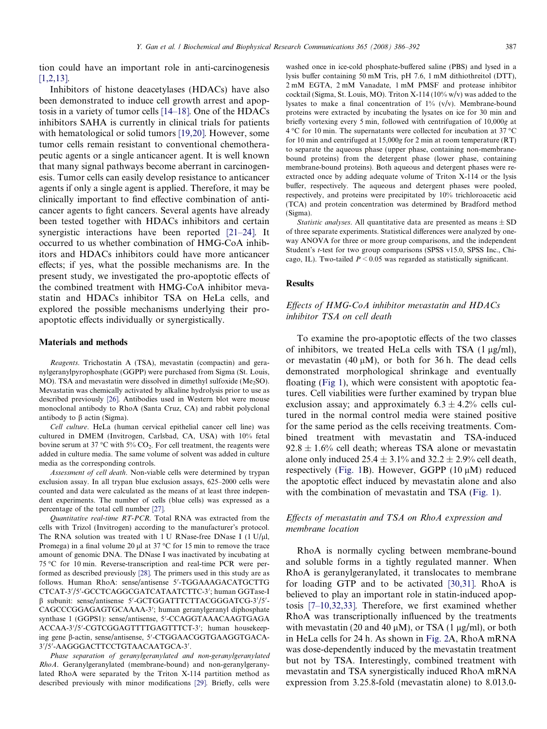tion could have an important role in anti-carcinogenesis [1,2,13].

Inhibitors of histone deacetylases (HDACs) have also been demonstrated to induce cell growth arrest and apoptosis in a variety of tumor cells [14–18]. One of the HDACs inhibitors SAHA is currently in clinical trials for patients with hematological or solid tumors [19,20]. However, some tumor cells remain resistant to conventional chemotherapeutic agents or a single anticancer agent. It is well known that many signal pathways become aberrant in carcinogenesis. Tumor cells can easily develop resistance to anticancer agents if only a single agent is applied. Therefore, it may be clinically important to find effective combination of anticancer agents to fight cancers. Several agents have already been tested together with HDACs inhibitors and certain synergistic interactions have been reported [21–24]. It occurred to us whether combination of HMG-CoA inhibitors and HDACs inhibitors could have more anticancer effects; if yes, what the possible mechanisms are. In the present study, we investigated the pro-apoptotic effects of the combined treatment with HMG-CoA inhibitor mevastatin and HDACs inhibitor TSA on HeLa cells, and explored the possible mechanisms underlying their pro-apoptotic effects individually or synergistically.

## Materials and methods

*Reagents.* Trichostatin A (TSA), mevastatin (compactin) and geranylgeranylpyrophosphate (GGPP) were purchased from Sigma (St. Louis, MO). TSA and mevastatin were dissolved in dimethyl sulfoxide ($Me_2SO$). Mevastatin was chemically activated by alkaline hydrolysis prior to use as described previously [26]. Antibodies used in Western blot were mouse monoclonal antibody to RhoA (Santa Cruz, CA) and rabbit polyclonal antibody to β actin (Sigma).

*Cell culture.* HeLa (human cervical epithelial cancer cell line) was cultured in DMEM (Invitrogen, Carlsbad, CA, USA) with 10% fetal bovine serum at 37 °C with 5% $CO_2$. For cell treatment, the reagents were added in culture media. The same volume of solvent was added in culture media as the corresponding controls.

*Assessment of cell death.* Non-viable cells were determined by trypan exclusion assay. In all trypan blue exclusion assays, 625–2000 cells were counted and data were calculated as the means of at least three independent experiments. The number of cells (blue cells) was expressed as a percentage of the total cell number [27].

*Quantitative real-time RT-PCR.* Total RNA was extracted from the cells with Trizol (Invitrogen) according to the manufacturer's protocol. The RNA solution was treated with 1 U RNase-free DNase I (1 U/μl, Promega) in a final volume 20 μl at 37 °C for 15 min to remove the trace amount of genomic DNA. The DNase I was inactivated by incubating at 75 °C for 10 min. Reverse-transcription and real-time PCR were performed as described previously [28]. The primers used in this study are as follows. Human RhoA: sense/antisense 5′-TGGAAAGACATGCTTGCTCAT-3′/5′-GCCTCAGGCGATCATAATCTTC-3′; human GGTase-I β subunit: sense/antisense 5′-GCTGGATTTCTTACGGGATCG-3′/5′-CAGCCCGGAGAGTGCAAAA-3′; human geranylgeranyl diphosphate synthase 1 (GGPS1): sense/antisense, 5′-CCAGGTAAACAAGTGAGAACCAA-3′/5′-CGTCGGAGTTTTGAGTTTCT-3′; human housekeeping gene β-actin, sense/antisense, 5′-CTGGAACGGTGAAGGTGACA-3′/5′-AAGGGACTTCCTGTAACAATGCA-3′.

*Phase separation of geranylgeranylated and non-geranylgeranylated RhoA.* Geranylgeranylated (membrane-bound) and non-geranylgeranylated RhoA were separated by the Triton X-114 partition method as described previously with minor modifications [29]. Briefly, cells were washed once in ice-cold phosphate-buffered saline (PBS) and lysed in a lysis buffer containing 50 mM Tris, pH 7.6, 1 mM dithiothreitol (DTT), 2 mM EGTA, 2 mM Vanadate, 1 mM PMSF and protease inhibitor cocktail (Sigma, St. Louis, MO). Triton X-114 (10% w/v) was added to the lysates to make a final concentration of 1% (v/v). Membrane-bound proteins were extracted by incubating the lysates on ice for 30 min and briefly vortexing every 5 min, followed with centrifugation of 10,000*g* at 4 °C for 10 min. The supernatants were collected for incubation at 37 °C for 10 min and centrifuged at 15,000*g* for 2 min at room temperature (RT) to separate the aqueous phase (upper phase, containing non-membrane-bound proteins) from the detergent phase (lower phase, containing membrane-bound proteins). Both aqueous and detergent phases were re-extracted once by adding adequate volume of Triton X-114 or the lysis buffer, respectively. The aqueous and detergent phases were pooled, respectively, and proteins were precipitated by 10% trichloroacetic acid (TCA) and protein concentration was determined by Bradford method (Sigma).

*Statistic analyses.* All quantitative data are presented as means ± SD of three separate experiments. Statistical differences were analyzed by one-way ANOVA for three or more group comparisons, and the independent Student's *t*-test for two group comparisons (SPSS v15.0, SPSS Inc., Chicago, IL). Two-tailed $P < 0.05$ was regarded as statistically significant.

## Results

### *Effects of HMG-CoA inhibitor mevastatin and HDACs inhibitor TSA on cell death*

To examine the pro-apoptotic effects of the two classes of inhibitors, we treated HeLa cells with TSA (1 μg/ml), or mevastatin (40 μM), or both for 36 h. The dead cells demonstrated morphological shrinkage and eventually floating (Fig 1), which were consistent with apoptotic features. Cell viabilities were further examined by trypan blue exclusion assay; and approximately 6.3 ± 4.2% cells cultured in the normal control media were stained positive for the same period as the cells receiving treatments. Combined treatment with mevastatin and TSA-induced 92.8 ± 1.6% cell death; whereas TSA alone or mevastatin alone only induced 25.4 ± 3.1% and 32.2 ± 2.9% cell death, respectively (Fig. 1B). However, GGPP (10 μM) reduced the apoptotic effect induced by mevastatin alone and also with the combination of mevastatin and TSA (Fig. 1).

### *Effects of mevastatin and TSA on RhoA expression and membrane location*

RhoA is normally cycling between membrane-bound and soluble forms in a tightly regulated manner. When RhoA is geranylgeranylated, it translocates to membrane for loading GTP and to be activated [30,31]. RhoA is believed to play an important role in statin-induced apoptosis [7–10,32,33]. Therefore, we first examined whether RhoA was transcriptionally influenced by the treatments with mevastatin (20 and 40 μM), or TSA (1 μg/ml), or both in HeLa cells for 24 h. As shown in Fig. 2A, RhoA mRNA was dose-dependently induced by the mevastatin treatment but not by TSA. Interestingly, combined treatment with mevastatin and TSA synergistically induced RhoA mRNA expression from 3.25.8-fold (mevastatin alone) to 8.013.0-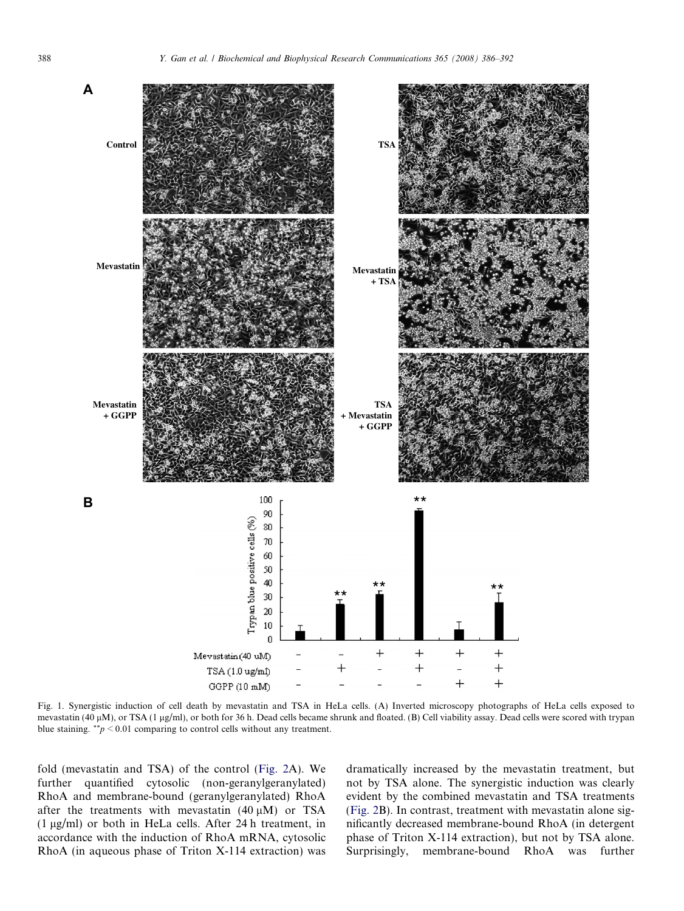Fig. 1. Synergistic induction of cell death by mevastatin and TSA in HeLa cells. (A) Inverted microscopy photographs of HeLa cells exposed to mevastatin (40 μM), or TSA (1 μg/ml), or both for 36 h. Dead cells became shrunk and floated. (B) Cell viability assay. Dead cells were scored with trypan blue staining. $^{**}p < 0.01$ comparing to control cells without any treatment.

fold (mevastatin and TSA) of the control (Fig. 2A). We further quantified cytosolic (non-geranylgeranylated) RhoA and membrane-bound (geranylgeranylated) RhoA after the treatments with mevastatin (40 μM) or TSA (1 μg/ml) or both in HeLa cells. After 24 h treatment, in accordance with the induction of RhoA mRNA, cytosolic RhoA (in aqueous phase of Triton X-114 extraction) was dramatically increased by the mevastatin treatment, but not by TSA alone. The synergistic induction was clearly evident by the combined mevastatin and TSA treatments (Fig. 2B). In contrast, treatment with mevastatin alone significantly decreased membrane-bound RhoA (in detergent phase of Triton X-114 extraction), but not by TSA alone. Surprisingly, membrane-bound RhoA was further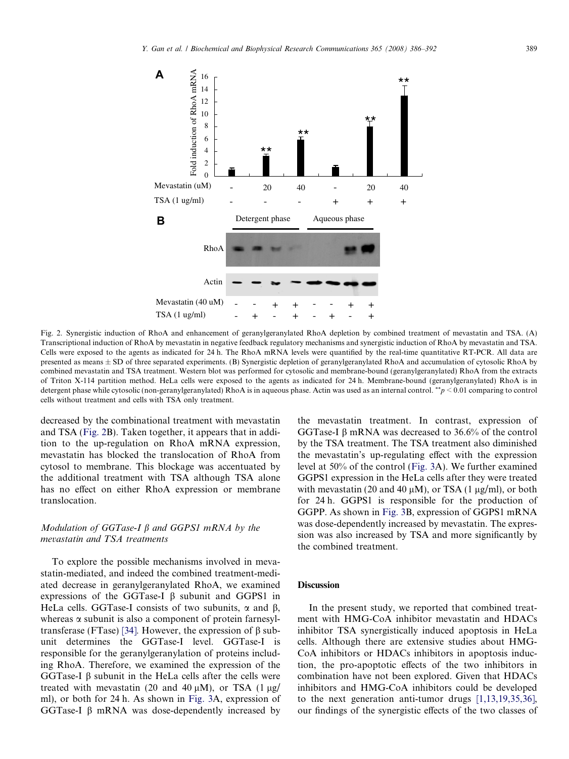Fig. 2. Synergistic induction of RhoA and enhancement of geranylgeranylated RhoA depletion by combined treatment of mevastatin and TSA. (A) Transcriptional induction of RhoA by mevastatin in negative feedback regulatory mechanisms and synergistic induction of RhoA by mevastatin and TSA. Cells were exposed to the agents as indicated for 24 h. The RhoA mRNA levels were quantified by the real-time quantitative RT-PCR. All data are presented as means ± SD of three separated experiments. (B) Synergistic depletion of geranylgeranylated RhoA and accumulation of cytosolic RhoA by combined mevastatin and TSA treatment. Western blot was performed for cytosolic and membrane-bound (geranylgeranylated) RhoA from the extracts of Triton X-114 partition method. HeLa cells were exposed to the agents as indicated for 24 h. Membrane-bound (geranylgeranylated) RhoA is in detergent phase while cytosolic (non-geranylgeranylated) RhoA is in aqueous phase. Actin was used as an internal control. $^{**}p < 0.01$ comparing to control cells without treatment and cells with TSA only treatment.

decreased by the combinational treatment with mevastatin and TSA (Fig. 2B). Taken together, it appears that in addition to the up-regulation on RhoA mRNA expression, mevastatin has blocked the translocation of RhoA from cytosol to membrane. This blockage was accentuated by the additional treatment with TSA although TSA alone has no effect on either RhoA expression or membrane translocation.

### *Modulation of GGTase-I β and GGPS1 mRNA by the mevastatin and TSA treatments*

To explore the possible mechanisms involved in mevastatin-mediated, and indeed the combined treatment-mediated decrease in geranylgeranylated RhoA, we examined expressions of the GGTase-I β subunit and GGPS1 in HeLa cells. GGTase-I consists of two subunits, α and β, whereas α subunit is also a component of protein farnesyltransferase (FTase) [34]. However, the expression of β subunit determines the GGTase-I level. GGTase-I is responsible for the geranylgeranylation of proteins including RhoA. Therefore, we examined the expression of the GGTase-I β subunit in the HeLa cells after the cells were treated with mevastatin (20 and 40 μM), or TSA (1 μg/ml), or both for 24 h. As shown in Fig. 3A, expression of GGTase-I β mRNA was dose-dependently increased by the mevastatin treatment. In contrast, expression of GGTase-I β mRNA was decreased to 36.6% of the control by the TSA treatment. The TSA treatment also diminished the mevastatin's up-regulating effect with the expression level at 50% of the control (Fig. 3A). We further examined GGPS1 expression in the HeLa cells after they were treated with mevastatin (20 and 40 μM), or TSA (1 μg/ml), or both for 24 h. GGPS1 is responsible for the production of GGPP. As shown in Fig. 3B, expression of GGPS1 mRNA was dose-dependently increased by mevastatin. The expression was also increased by TSA and more significantly by the combined treatment.

## Discussion

In the present study, we reported that combined treatment with HMG-CoA inhibitor mevastatin and HDACs inhibitor TSA synergistically induced apoptosis in HeLa cells. Although there are extensive studies about HMG-CoA inhibitors or HDACs inhibitors in apoptosis induction, the pro-apoptotic effects of the two inhibitors in combination have not been explored. Given that HDACs inhibitors and HMG-CoA inhibitors could be developed to the next generation anti-tumor drugs [1,13,19,35,36], our findings of the synergistic effects of the two classes of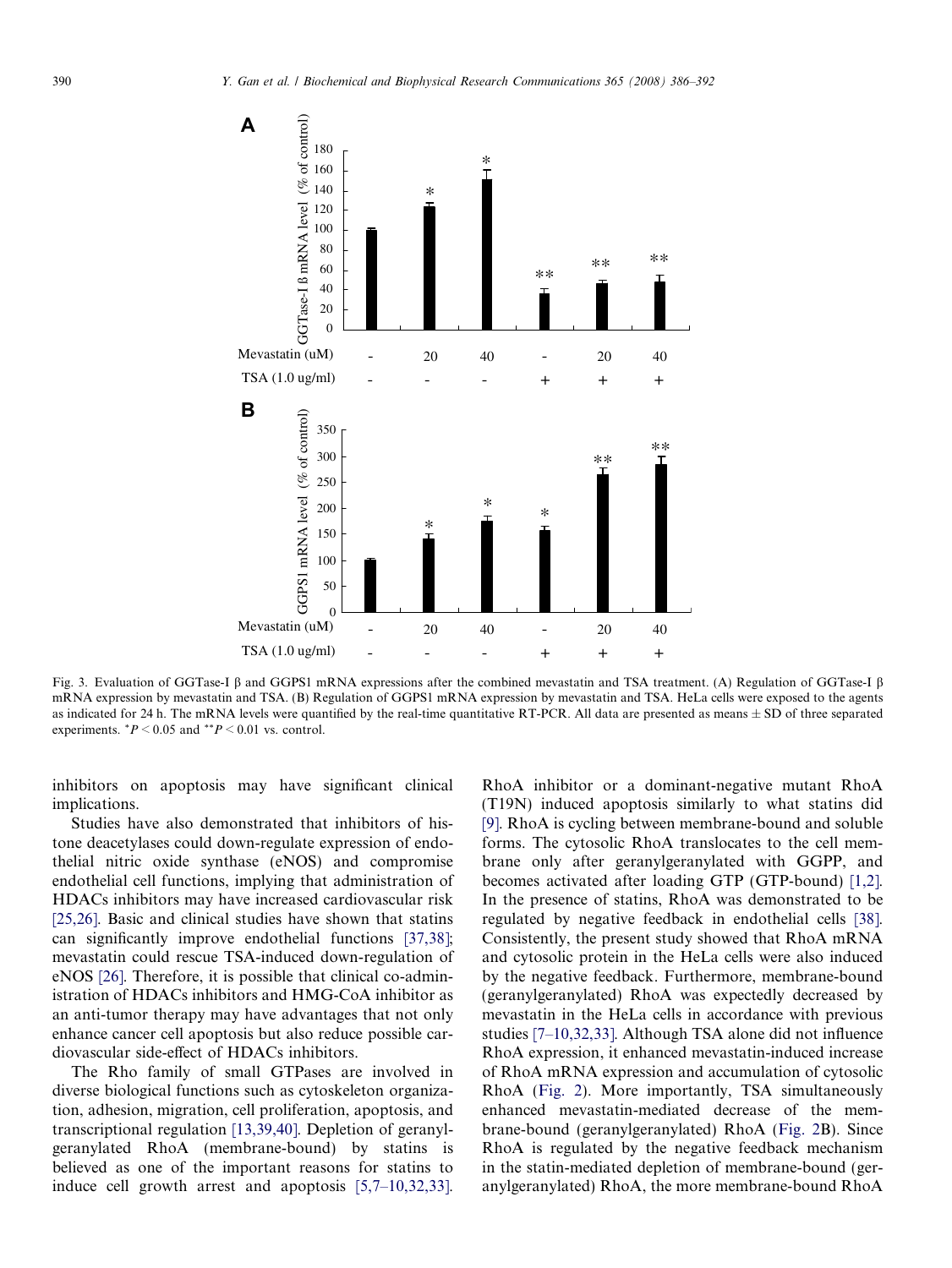Fig. 3. Evaluation of GGTase-I β and GGPS1 mRNA expressions after the combined mevastatin and TSA treatment. (A) Regulation of GGTase-I β mRNA expression by mevastatin and TSA. (B) Regulation of GGPS1 mRNA expression by mevastatin and TSA. HeLa cells were exposed to the agents as indicated for 24 h. The mRNA levels were quantified by the real-time quantitative RT-PCR. All data are presented as means ± SD of three separated experiments. $^{*}P < 0.05$ and $^{**}P < 0.01$ vs. control.

inhibitors on apoptosis may have significant clinical implications.

Studies have also demonstrated that inhibitors of histone deacetylases could down-regulate expression of endothelial nitric oxide synthase (eNOS) and compromise endothelial cell functions, implying that administration of HDACs inhibitors may have increased cardiovascular risk [25,26]. Basic and clinical studies have shown that statins can significantly improve endothelial functions [37,38]; mevastatin could rescue TSA-induced down-regulation of eNOS [26]. Therefore, it is possible that clinical co-administration of HDACs inhibitors and HMG-CoA inhibitor as an anti-tumor therapy may have advantages that not only enhance cancer cell apoptosis but also reduce possible cardiovascular side-effect of HDACs inhibitors.

The Rho family of small GTPases are involved in diverse biological functions such as cytoskeleton organization, adhesion, migration, cell proliferation, apoptosis, and transcriptional regulation [13,39,40]. Depletion of geranylgeranylated RhoA (membrane-bound) by statins is believed as one of the important reasons for statins to induce cell growth arrest and apoptosis [5,7–10,32,33]. RhoA inhibitor or a dominant-negative mutant RhoA (T19N) induced apoptosis similarly to what statins did [9]. RhoA is cycling between membrane-bound and soluble forms. The cytosolic RhoA translocates to the cell membrane only after geranylgeranylated with GGPP, and becomes activated after loading GTP (GTP-bound) [1,2]. In the presence of statins, RhoA was demonstrated to be regulated by negative feedback in endothelial cells [38]. Consistently, the present study showed that RhoA mRNA and cytosolic protein in the HeLa cells were also induced by the negative feedback. Furthermore, membrane-bound (geranylgeranylated) RhoA was expectedly decreased by mevastatin in the HeLa cells in accordance with previous studies [7–10,32,33]. Although TSA alone did not influence RhoA expression, it enhanced mevastatin-induced increase of RhoA mRNA expression and accumulation of cytosolic RhoA (Fig. 2). More importantly, TSA simultaneously enhanced mevastatin-mediated decrease of the membrane-bound (geranylgeranylated) RhoA (Fig. 2B). Since RhoA is regulated by the negative feedback mechanism in the statin-mediated depletion of membrane-bound (geranylgeranylated) RhoA, the more membrane-bound RhoA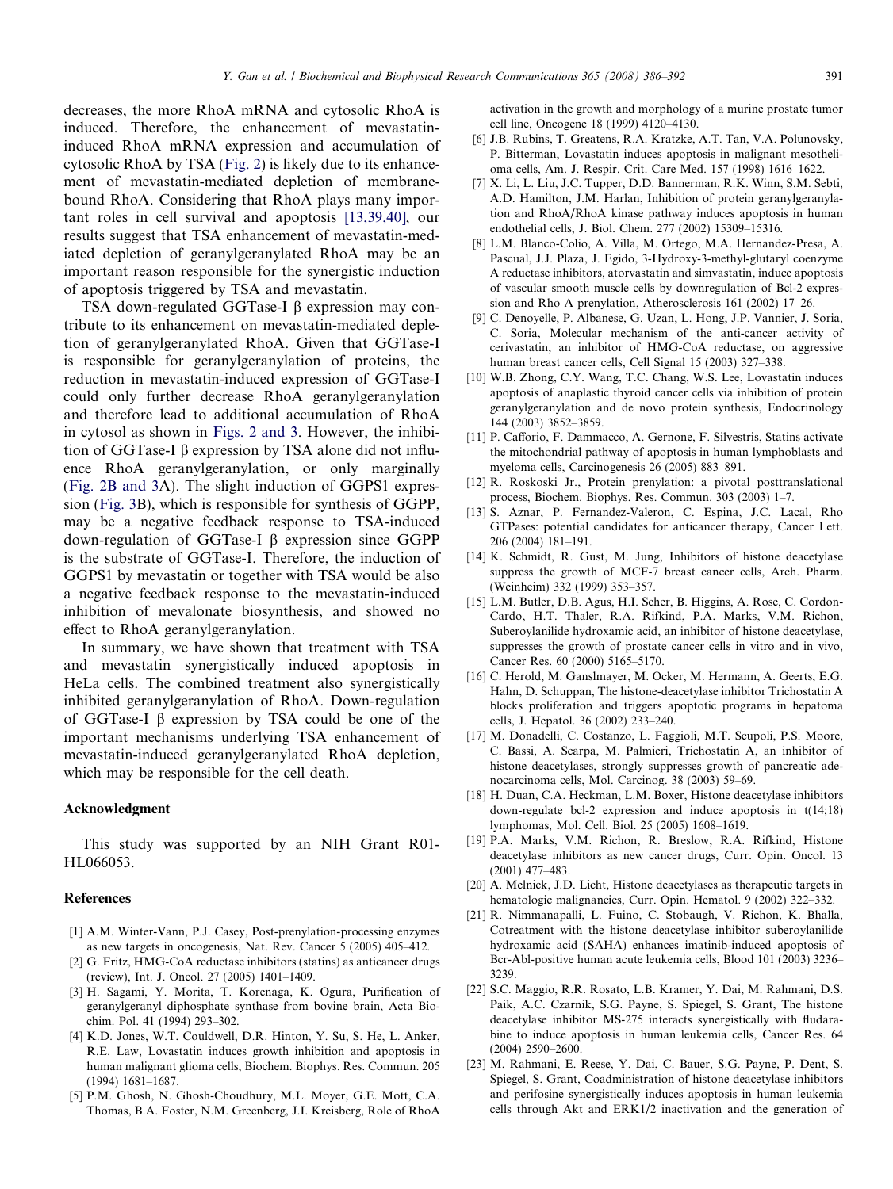decreases, the more RhoA mRNA and cytosolic RhoA is induced. Therefore, the enhancement of mevastatin-induced RhoA mRNA expression and accumulation of cytosolic RhoA by TSA (Fig. 2) is likely due to its enhancement of mevastatin-mediated depletion of membrane-bound RhoA. Considering that RhoA plays many important roles in cell survival and apoptosis [13,39,40], our results suggest that TSA enhancement of mevastatin-mediated depletion of geranylgeranylated RhoA may be an important reason responsible for the synergistic induction of apoptosis triggered by TSA and mevastatin.

TSA down-regulated GGTase-I β expression may contribute to its enhancement on mevastatin-mediated depletion of geranylgeranylated RhoA. Given that GGTase-I is responsible for geranylgeranylation of proteins, the reduction in mevastatin-induced expression of GGTase-I could only further decrease RhoA geranylgeranylation and therefore lead to additional accumulation of RhoA in cytosol as shown in Figs. 2 and 3. However, the inhibition of GGTase-I β expression by TSA alone did not influence RhoA geranylgeranylation, or only marginally (Fig. 2B and 3A). The slight induction of GGPS1 expression (Fig. 3B), which is responsible for synthesis of GGPP, may be a negative feedback response to TSA-induced down-regulation of GGTase-I β expression since GGPP is the substrate of GGTase-I. Therefore, the induction of GGPS1 by mevastatin or together with TSA would be also a negative feedback response to the mevastatin-induced inhibition of mevalonate biosynthesis, and showed no effect to RhoA geranylgeranylation.

In summary, we have shown that treatment with TSA and mevastatin synergistically induced apoptosis in HeLa cells. The combined treatment also synergistically inhibited geranylgeranylation of RhoA. Down-regulation of GGTase-I β expression by TSA could be one of the important mechanisms underlying TSA enhancement of mevastatin-induced geranylgeranylated RhoA depletion, which may be responsible for the cell death.

## Acknowledgment

This study was supported by an NIH Grant R01-HL066053.

## References

[1] A.M. Winter-Vann, P.J. Casey, Post-prenylation-processing enzymes as new targets in oncogenesis, Nat. Rev. Cancer 5 (2005) 405–412.

[2] G. Fritz, HMG-CoA reductase inhibitors (statins) as anticancer drugs (review), Int. J. Oncol. 27 (2005) 1401–1409.

[3] H. Sagami, Y. Morita, T. Korenaga, K. Ogura, Purification of geranylgeranyl diphosphate synthase from bovine brain, Acta Biochim. Pol. 41 (1994) 293–302.

[4] K.D. Jones, W.T. Couldwell, D.R. Hinton, Y. Su, S. He, L. Anker, R.E. Law, Lovastatin induces growth inhibition and apoptosis in human malignant glioma cells, Biochem. Biophys. Res. Commun. 205 (1994) 1681–1687.

[5] P.M. Ghosh, N. Ghosh-Choudhury, M.L. Moyer, G.E. Mott, C.A. Thomas, B.A. Foster, N.M. Greenberg, J.I. Kreisberg, Role of RhoA activation in the growth and morphology of a murine prostate tumor cell line, Oncogene 18 (1999) 4120–4130.

[6] J.B. Rubins, T. Greatens, R.A. Kratzke, A.T. Tan, V.A. Polunovsky, P. Bitterman, Lovastatin induces apoptosis in malignant mesothelioma cells, Am. J. Respir. Crit. Care Med. 157 (1998) 1616–1622.

[7] X. Li, L. Liu, J.C. Tupper, D.D. Bannerman, R.K. Winn, S.M. Sebti, A.D. Hamilton, J.M. Harlan, Inhibition of protein geranylgeranylation and RhoA/RhoA kinase pathway induces apoptosis in human endothelial cells, J. Biol. Chem. 277 (2002) 15309–15316.

[8] L.M. Blanco-Colio, A. Villa, M. Ortego, M.A. Hernandez-Presa, A. Pascual, J.J. Plaza, J. Egido, 3-Hydroxy-3-methyl-glutaryl coenzyme A reductase inhibitors, atorvastatin and simvastatin, induce apoptosis of vascular smooth muscle cells by downregulation of Bcl-2 expression and Rho A prenylation, Atherosclerosis 161 (2002) 17–26.

[9] C. Denoyelle, P. Albanese, G. Uzan, L. Hong, J.P. Vannier, J. Soria, C. Soria, Molecular mechanism of the anti-cancer activity of cerivastatin, an inhibitor of HMG-CoA reductase, on aggressive human breast cancer cells, Cell Signal 15 (2003) 327–338.

[10] W.B. Zhong, C.Y. Wang, T.C. Chang, W.S. Lee, Lovastatin induces apoptosis of anaplastic thyroid cancer cells via inhibition of protein geranylgeranylation and de novo protein synthesis, Endocrinology 144 (2003) 3852–3859.

[11] P. Cafforio, F. Dammacco, A. Gernone, F. Silvestris, Statins activate the mitochondrial pathway of apoptosis in human lymphoblasts and myeloma cells, Carcinogenesis 26 (2005) 883–891.

[12] R. Roskoski Jr., Protein prenylation: a pivotal posttranslational process, Biochem. Biophys. Res. Commun. 303 (2003) 1–7.

[13] S. Aznar, P. Fernandez-Valeron, C. Espina, J.C. Lacal, Rho GTPases: potential candidates for anticancer therapy, Cancer Lett. 206 (2004) 181–191.

[14] K. Schmidt, R. Gust, M. Jung, Inhibitors of histone deacetylase suppress the growth of MCF-7 breast cancer cells, Arch. Pharm. (Weinheim) 332 (1999) 353–357.

[15] L.M. Butler, D.B. Agus, H.I. Scher, B. Higgins, A. Rose, C. Cordon-Cardo, H.T. Thaler, R.A. Rifkind, P.A. Marks, V.M. Richon, Suberoylanilide hydroxamic acid, an inhibitor of histone deacetylase, suppresses the growth of prostate cancer cells in vitro and in vivo, Cancer Res. 60 (2000) 5165–5170.

[16] C. Herold, M. Ganslmayer, M. Ocker, M. Hermann, A. Geerts, E.G. Hahn, D. Schuppan, The histone-deacetylase inhibitor Trichostatin A blocks proliferation and triggers apoptotic programs in hepatoma cells, J. Hepatol. 36 (2002) 233–240.

[17] M. Donadelli, C. Costanzo, L. Faggioli, M.T. Scupoli, P.S. Moore, C. Bassi, A. Scarpa, M. Palmieri, Trichostatin A, an inhibitor of histone deacetylases, strongly suppresses growth of pancreatic adenocarcinoma cells, Mol. Carcinog. 38 (2003) 59–69.

[18] H. Duan, C.A. Heckman, L.M. Boxer, Histone deacetylase inhibitors down-regulate bcl-2 expression and induce apoptosis in t(14;18) lymphomas, Mol. Cell. Biol. 25 (2005) 1608–1619.

[19] P.A. Marks, V.M. Richon, R. Breslow, R.A. Rifkind, Histone deacetylase inhibitors as new cancer drugs, Curr. Opin. Oncol. 13 (2001) 477–483.

[20] A. Melnick, J.D. Licht, Histone deacetylases as therapeutic targets in hematologic malignancies, Curr. Opin. Hematol. 9 (2002) 322–332.

[21] R. Nimmanapalli, L. Fuino, C. Stobaugh, V. Richon, K. Bhalla, Cotreatment with the histone deacetylase inhibitor suberoylanilide hydroxamic acid (SAHA) enhances imatinib-induced apoptosis of Bcr-Abl-positive human acute leukemia cells, Blood 101 (2003) 3236–3239.

[22] S.C. Maggio, R.R. Rosato, L.B. Kramer, Y. Dai, M. Rahmani, D.S. Paik, A.C. Czarnik, S.G. Payne, S. Spiegel, S. Grant, The histone deacetylase inhibitor MS-275 interacts synergistically with fludarabine to induce apoptosis in human leukemia cells, Cancer Res. 64 (2004) 2590–2600.

[23] M. Rahmani, E. Reese, Y. Dai, C. Bauer, S.G. Payne, P. Dent, S. Spiegel, S. Grant, Coadministration of histone deacetylase inhibitors and perifosine synergistically induces apoptosis in human leukemia cells through Akt and ERK1/2 inactivation and the generation of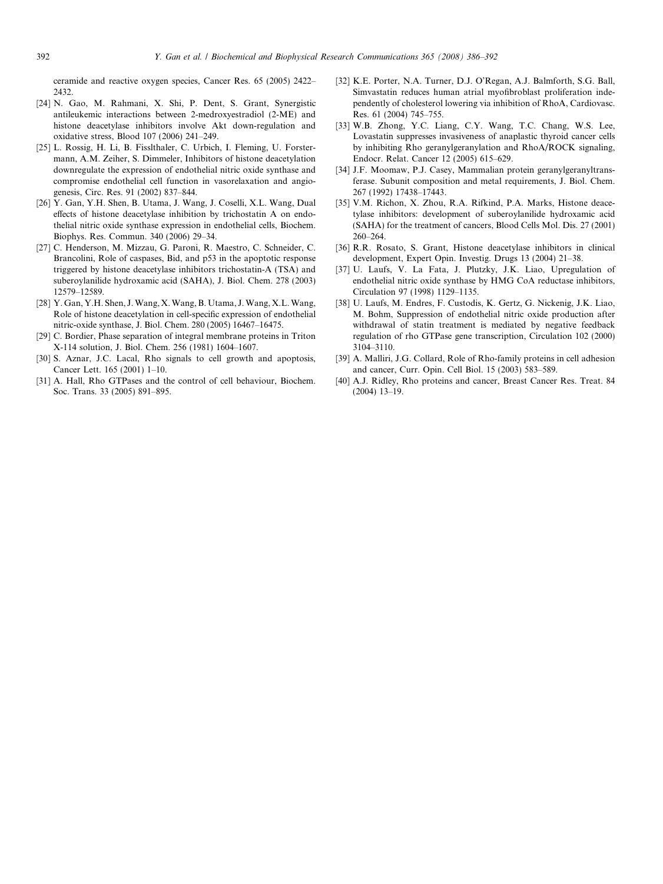ceramide and reactive oxygen species, Cancer Res. 65 (2005) 2422–2432.

[24] N. Gao, M. Rahmani, X. Shi, P. Dent, S. Grant, Synergistic antileukemic interactions between 2-medroxyestradiol (2-ME) and histone deacetylase inhibitors involve Akt down-regulation and oxidative stress, Blood 107 (2006) 241–249.

[25] L. Rossig, H. Li, B. Fisslthaler, C. Urbich, I. Fleming, U. Forstermann, A.M. Zeiher, S. Dimmeler, Inhibitors of histone deacetylation downregulate the expression of endothelial nitric oxide synthase and compromise endothelial cell function in vasorelaxation and angiogenesis, Circ. Res. 91 (2002) 837–844.

[26] Y. Gan, Y.H. Shen, B. Utama, J. Wang, J. Coselli, X.L. Wang, Dual effects of histone deacetylase inhibition by trichostatin A on endothelial nitric oxide synthase expression in endothelial cells, Biochem. Biophys. Res. Commun. 340 (2006) 29–34.

[27] C. Henderson, M. Mizzau, G. Paroni, R. Maestro, C. Schneider, C. Brancolini, Role of caspases, Bid, and p53 in the apoptotic response triggered by histone deacetylase inhibitors trichostatin-A (TSA) and suberoylanilide hydroxamic acid (SAHA), J. Biol. Chem. 278 (2003) 12579–12589.

[28] Y. Gan, Y.H. Shen, J. Wang, X. Wang, B. Utama, J. Wang, X.L. Wang, Role of histone deacetylation in cell-specific expression of endothelial nitric-oxide synthase, J. Biol. Chem. 280 (2005) 16467–16475.

[29] C. Bordier, Phase separation of integral membrane proteins in Triton X-114 solution, J. Biol. Chem. 256 (1981) 1604–1607.

[30] S. Aznar, J.C. Lacal, Rho signals to cell growth and apoptosis, Cancer Lett. 165 (2001) 1–10.

[31] A. Hall, Rho GTPases and the control of cell behaviour, Biochem. Soc. Trans. 33 (2005) 891–895.

[32] K.E. Porter, N.A. Turner, D.J. O'Regan, A.J. Balmforth, S.G. Ball, Simvastatin reduces human atrial myofibroblast proliferation independently of cholesterol lowering via inhibition of RhoA, Cardiovasc. Res. 61 (2004) 745–755.

[33] W.B. Zhong, Y.C. Liang, C.Y. Wang, T.C. Chang, W.S. Lee, Lovastatin suppresses invasiveness of anaplastic thyroid cancer cells by inhibiting Rho geranylgeranylation and RhoA/ROCK signaling, Endocr. Relat. Cancer 12 (2005) 615–629.

[34] J.F. Moomaw, P.J. Casey, Mammalian protein geranylgeranyltransferase. Subunit composition and metal requirements, J. Biol. Chem. 267 (1992) 17438–17443.

[35] V.M. Richon, X. Zhou, R.A. Rifkind, P.A. Marks, Histone deacetylase inhibitors: development of suberoylanilide hydroxamic acid (SAHA) for the treatment of cancers, Blood Cells Mol. Dis. 27 (2001) 260–264.

[36] R.R. Rosato, S. Grant, Histone deacetylase inhibitors in clinical development, Expert Opin. Investig. Drugs 13 (2004) 21–38.

[37] U. Laufs, V. La Fata, J. Plutzky, J.K. Liao, Upregulation of endothelial nitric oxide synthase by HMG CoA reductase inhibitors, Circulation 97 (1998) 1129–1135.

[38] U. Laufs, M. Endres, F. Custodis, K. Gertz, G. Nickenig, J.K. Liao, M. Bohm, Suppression of endothelial nitric oxide production after withdrawal of statin treatment is mediated by negative feedback regulation of rho GTPase gene transcription, Circulation 102 (2000) 3104–3110.

[39] A. Malliri, J.G. Collard, Role of Rho-family proteins in cell adhesion and cancer, Curr. Opin. Cell Biol. 15 (2003) 583–589.

[40] A.J. Ridley, Rho proteins and cancer, Breast Cancer Res. Treat. 84 (2004) 13–19.